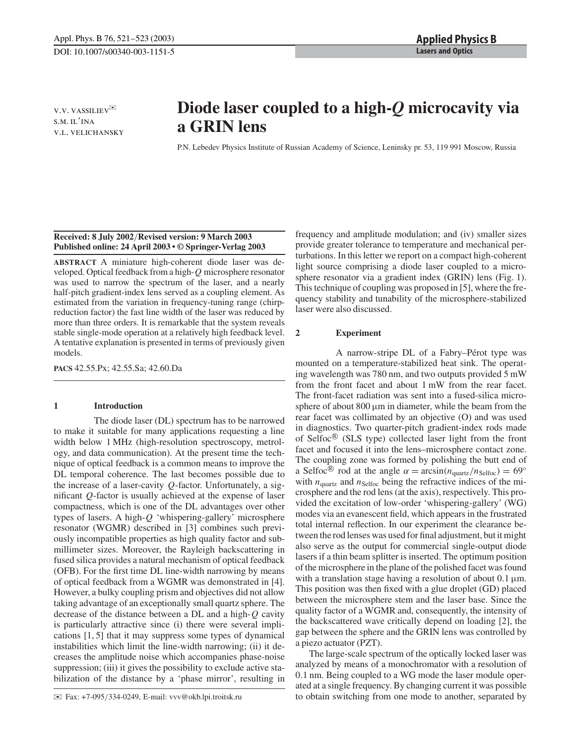V.V. VASSILIEV✉
S.M. IL'INA
V.L. VELICHANSKY

# Diode laser coupled to a high-$Q$ microcavity via a GRIN lens

P.N. Lebedev Physics Institute of Russian Academy of Science, Leninsky pr. 53, 119 991 Moscow, Russia

**Received: 8 July 2002/Revised version: 9 March 2003**
**Published online: 24 April 2003 • © Springer-Verlag 2003**

**ABSTRACT** A miniature high-coherent diode laser was developed. Optical feedback from a high-$Q$ microsphere resonator was used to narrow the spectrum of the laser, and a nearly half-pitch gradient-index lens served as a coupling element. As estimated from the variation in frequency-tuning range (chirp-reduction factor) the fast line width of the laser was reduced by more than three orders. It is remarkable that the system reveals stable single-mode operation at a relatively high feedback level. A tentative explanation is presented in terms of previously given models.

**PACS** 42.55.Px; 42.55.Sa; 42.60.Da

## 1 Introduction

The diode laser (DL) spectrum has to be narrowed to make it suitable for many applications requesting a line width below 1 MHz (high-resolution spectroscopy, metrology, and data communication). At the present time the technique of optical feedback is a common means to improve the DL temporal coherence. The last becomes possible due to the increase of a laser-cavity $Q$-factor. Unfortunately, a significant $Q$-factor is usually achieved at the expense of laser compactness, which is one of the DL advantages over other types of lasers. A high-$Q$ 'whispering-gallery' microsphere resonator (WGMR) described in [3] combines such previously incompatible properties as high quality factor and sub-millimeter sizes. Moreover, the Rayleigh backscattering in fused silica provides a natural mechanism of optical feedback (OFB). For the first time DL line-width narrowing by means of optical feedback from a WGMR was demonstrated in [4]. However, a bulky coupling prism and objectives did not allow taking advantage of an exceptionally small quartz sphere. The decrease of the distance between a DL and a high-$Q$ cavity is particularly attractive since (i) there were several implications [1, 5] that it may suppress some types of dynamical instabilities which limit the line-width narrowing; (ii) it decreases the amplitude noise which accompanies phase-noise suppression; (iii) it gives the possibility to exclude active stabilization of the distance by a 'phase mirror', resulting in frequency and amplitude modulation; and (iv) smaller sizes provide greater tolerance to temperature and mechanical perturbations. In this letter we report on a compact high-coherent light source comprising a diode laser coupled to a microsphere resonator via a gradient index (GRIN) lens (Fig. 1). This technique of coupling was proposed in [5], where the frequency stability and tunability of the microsphere-stabilized laser were also discussed.

## 2 Experiment

A narrow-stripe DL of a Fabry–Pérot type was mounted on a temperature-stabilized heat sink. The operating wavelength was 780 nm, and two outputs provided 5 mW from the front facet and about 1 mW from the rear facet. The front-facet radiation was sent into a fused-silica microsphere of about 800 μm in diameter, while the beam from the rear facet was collimated by an objective (O) and was used in diagnostics. Two quarter-pitch gradient-index rods made of Selfoc® (SLS type) collected laser light from the front facet and focused it into the lens–microsphere contact zone. The coupling zone was formed by polishing the butt end of a Selfoc® rod at the angle $\alpha = \arcsin(n_{\text{quartz}}/n_{\text{Selfoc}}) = 69°$ with $n_{\text{quartz}}$ and $n_{\text{Selfoc}}$ being the refractive indices of the microsphere and the rod lens (at the axis), respectively. This provided the excitation of low-order 'whispering-gallery' (WG) modes via an evanescent field, which appears in the frustrated total internal reflection. In our experiment the clearance between the rod lenses was used for final adjustment, but it might also serve as the output for commercial single-output diode lasers if a thin beam splitter is inserted. The optimum position of the microsphere in the plane of the polished facet was found with a translation stage having a resolution of about 0.1 μm. This position was then fixed with a glue droplet (GD) placed between the microsphere stem and the laser base. Since the quality factor of a WGMR and, consequently, the intensity of the backscattered wave critically depend on loading [2], the gap between the sphere and the GRIN lens was controlled by a piezo actuator (PZT).

The large-scale spectrum of the optically locked laser was analyzed by means of a monochromator with a resolution of 0.1 nm. Being coupled to a WG mode the laser module operated at a single frequency. By changing current it was possible to obtain switching from one mode to another, separated by

✉ Fax: +7-095/334-0249, E-mail: vvv@okb.lpi.troitsk.ru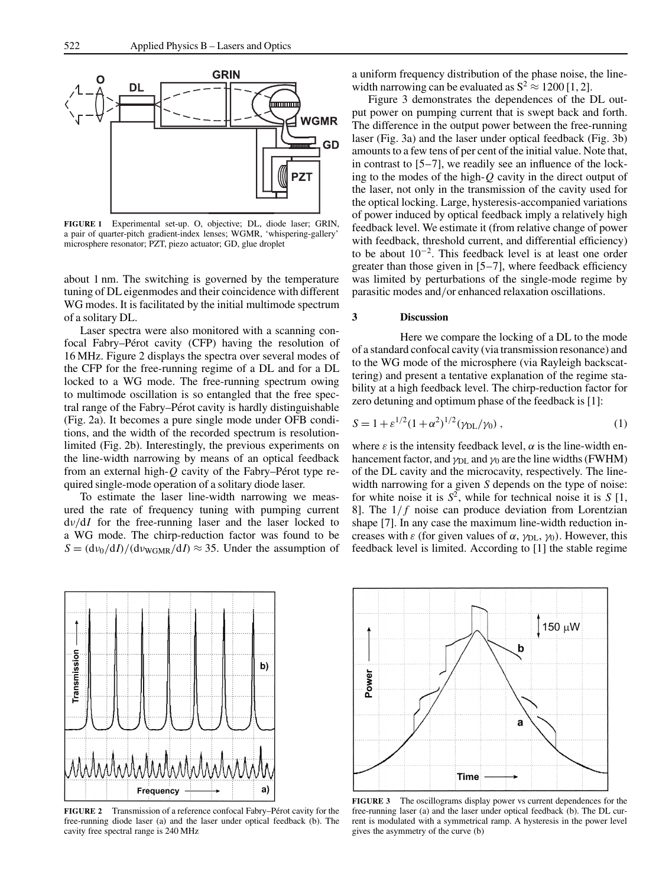**FIGURE 1** Experimental set-up. O, objective; DL, diode laser; GRIN, a pair of quarter-pitch gradient-index lenses; WGMR, 'whispering-gallery' microsphere resonator; PZT, piezo actuator; GD, glue droplet

about 1 nm. The switching is governed by the temperature tuning of DL eigenmodes and their coincidence with different WG modes. It is facilitated by the initial multimode spectrum of a solitary DL.

Laser spectra were also monitored with a scanning confocal Fabry–Pérot cavity (CFP) having the resolution of 16 MHz. Figure 2 displays the spectra over several modes of the CFP for the free-running regime of a DL and for a DL locked to a WG mode. The free-running spectrum owing to multimode oscillation is so entangled that the free spectral range of the Fabry–Pérot cavity is hardly distinguishable (Fig. 2a). It becomes a pure single mode under OFB conditions, and the width of the recorded spectrum is resolution-limited (Fig. 2b). Interestingly, the previous experiments on the line-width narrowing by means of an optical feedback from an external high-$Q$ cavity of the Fabry–Pérot type required single-mode operation of a solitary diode laser.

To estimate the laser line-width narrowing we measured the rate of frequency tuning with pumping current $d\nu/dI$ for the free-running laser and the laser locked to a WG mode. The chirp-reduction factor was found to be $S = (d\nu_0/dI)/(d\nu_{\mathrm{WGMR}}/dI) \approx 35$. Under the assumption of a uniform frequency distribution of the phase noise, the line-width narrowing can be evaluated as $S^2 \approx 1200$ [1, 2].

Figure 3 demonstrates the dependences of the DL output power on pumping current that is swept back and forth. The difference in the output power between the free-running laser (Fig. 3a) and the laser under optical feedback (Fig. 3b) amounts to a few tens of per cent of the initial value. Note that, in contrast to [5–7], we readily see an influence of the locking to the modes of the high-$Q$ cavity in the direct output of the laser, not only in the transmission of the cavity used for the optical locking. Large, hysteresis-accompanied variations of power induced by optical feedback imply a relatively high feedback level. We estimate it (from relative change of power with feedback, threshold current, and differential efficiency) to be about $10^{-2}$. This feedback level is at least one order greater than those given in [5–7], where feedback efficiency was limited by perturbations of the single-mode regime by parasitic modes and/or enhanced relaxation oscillations.

## 3 Discussion

Here we compare the locking of a DL to the mode of a standard confocal cavity (via transmission resonance) and to the WG mode of the microsphere (via Rayleigh backscattering) and present a tentative explanation of the regime stability at a high feedback level. The chirp-reduction factor for zero detuning and optimum phase of the feedback is [1]:

$$S = 1 + \varepsilon^{1/2}(1+\alpha^2)^{1/2}(\gamma_{\mathrm{DL}}/\gamma_0)\,, \tag{1}$$

where $\varepsilon$ is the intensity feedback level, $\alpha$ is the line-width enhancement factor, and $\gamma_{\mathrm{DL}}$ and $\gamma_0$ are the line widths (FWHM) of the DL cavity and the microcavity, respectively. The line-width narrowing for a given $S$ depends on the type of noise: for white noise it is $S^2$, while for technical noise it is $S$ [1, 8]. The $1/f$ noise can produce deviation from Lorentzian shape [7]. In any case the maximum line-width reduction increases with $\varepsilon$ (for given values of $\alpha$, $\gamma_{\mathrm{DL}}$, $\gamma_0$). However, this feedback level is limited. According to [1] the stable regime

**FIGURE 2** Transmission of a reference confocal Fabry–Pérot cavity for the free-running diode laser (a) and the laser under optical feedback (b). The cavity free spectral range is 240 MHz

**FIGURE 3** The oscillograms display power vs current dependences for the free-running laser (a) and the laser under optical feedback (b). The DL current is modulated with a symmetrical ramp. A hysteresis in the power level gives the asymmetry of the curve (b)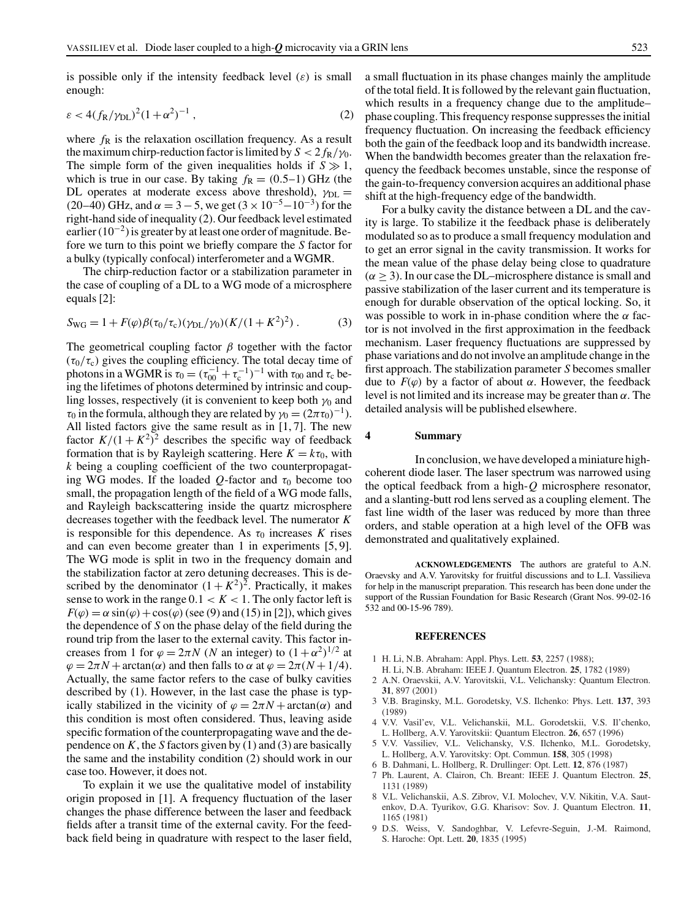is possible only if the intensity feedback level ($\varepsilon$) is small enough:

$$\varepsilon < 4(f_R/\gamma_{DL})^2(1+\alpha^2)^{-1} , \tag{2}$$

where $f_R$ is the relaxation oscillation frequency. As a result the maximum chirp-reduction factor is limited by $S < 2f_R/\gamma_0$. The simple form of the given inequalities holds if $S \gg 1$, which is true in our case. By taking $f_R = (0.5\text{–}1)$ GHz (the DL operates at moderate excess above threshold), $\gamma_{DL} = (20\text{–}40)$ GHz, and $\alpha = 3-5$, we get $(3\times10^{-5}-10^{-3})$ for the right-hand side of inequality (2). Our feedback level estimated earlier ($10^{-2}$) is greater by at least one order of magnitude. Before we turn to this point we briefly compare the $S$ factor for a bulky (typically confocal) interferometer and a WGMR.

The chirp-reduction factor or a stabilization parameter in the case of coupling of a DL to a WG mode of a microsphere equals [2]:

$$S_{WG} = 1 + F(\varphi)\beta(\tau_0/\tau_c)(\gamma_{DL}/\gamma_0)(K/(1+K^2)^2) . \tag{3}$$

The geometrical coupling factor $\beta$ together with the factor $(\tau_0/\tau_c)$ gives the coupling efficiency. The total decay time of photons in a WGMR is $\tau_0 = (\tau_{00}^{-1} + \tau_c^{-1})^{-1}$ with $\tau_{00}$ and $\tau_c$ being the lifetimes of photons determined by intrinsic and coupling losses, respectively (it is convenient to keep both $\gamma_0$ and $\tau_0$ in the formula, although they are related by $\gamma_0 = (2\pi\tau_0)^{-1}$). All listed factors give the same result as in [1, 7]. The new factor $K/(1+K^2)^2$ describes the specific way of feedback formation that is by Rayleigh scattering. Here $K = k\tau_0$, with $k$ being a coupling coefficient of the two counterpropagating WG modes. If the loaded $Q$-factor and $\tau_0$ become too small, the propagation length of the field of a WG mode falls, and Rayleigh backscattering inside the quartz microsphere decreases together with the feedback level. The numerator $K$ is responsible for this dependence. As $\tau_0$ increases $K$ rises and can even become greater than 1 in experiments [5, 9]. The WG mode is split in two in the frequency domain and the stabilization factor at zero detuning decreases. This is described by the denominator $(1+K^2)^2$. Practically, it makes sense to work in the range $0.1 < K < 1$. The only factor left is $F(\varphi) = \alpha\sin(\varphi) + \cos(\varphi)$ (see (9) and (15) in [2]), which gives the dependence of $S$ on the phase delay of the field during the round trip from the laser to the external cavity. This factor increases from 1 for $\varphi = 2\pi N$ ($N$ an integer) to $(1+\alpha^2)^{1/2}$ at $\varphi = 2\pi N + \arctan(\alpha)$ and then falls to $\alpha$ at $\varphi = 2\pi(N+1/4)$. Actually, the same factor refers to the case of bulky cavities described by (1). However, in the last case the phase is typically stabilized in the vicinity of $\varphi = 2\pi N + \arctan(\alpha)$ and this condition is most often considered. Thus, leaving aside specific formation of the counterpropagating wave and the dependence on $K$, the $S$ factors given by (1) and (3) are basically the same and the instability condition (2) should work in our case too. However, it does not.

To explain it we use the qualitative model of instability origin proposed in [1]. A frequency fluctuation of the laser changes the phase difference between the laser and feedback fields after a transit time of the external cavity. For the feedback field being in quadrature with respect to the laser field, a small fluctuation in its phase changes mainly the amplitude of the total field. It is followed by the relevant gain fluctuation, which results in a frequency change due to the amplitude–phase coupling. This frequency response suppresses the initial frequency fluctuation. On increasing the feedback efficiency both the gain of the feedback loop and its bandwidth increase. When the bandwidth becomes greater than the relaxation frequency the feedback becomes unstable, since the response of the gain-to-frequency conversion acquires an additional phase shift at the high-frequency edge of the bandwidth.

For a bulky cavity the distance between a DL and the cavity is large. To stabilize it the feedback phase is deliberately modulated so as to produce a small frequency modulation and to get an error signal in the cavity transmission. It works for the mean value of the phase delay being close to quadrature ($\alpha \geq 3$). In our case the DL–microsphere distance is small and passive stabilization of the laser current and its temperature is enough for durable observation of the optical locking. So, it was possible to work in in-phase condition where the $\alpha$ factor is not involved in the first approximation in the feedback mechanism. Laser frequency fluctuations are suppressed by phase variations and do not involve an amplitude change in the first approach. The stabilization parameter $S$ becomes smaller due to $F(\varphi)$ by a factor of about $\alpha$. However, the feedback level is not limited and its increase may be greater than $\alpha$. The detailed analysis will be published elsewhere.

## 4 Summary

In conclusion, we have developed a miniature high-coherent diode laser. The laser spectrum was narrowed using the optical feedback from a high-$Q$ microsphere resonator, and a slanting-butt rod lens served as a coupling element. The fast line width of the laser was reduced by more than three orders, and stable operation at a high level of the OFB was demonstrated and qualitatively explained.

**ACKNOWLEDGEMENTS** The authors are grateful to A.N. Oraevsky and A.V. Yarovitsky for fruitful discussions and to L.I. Vassilieva for help in the manuscript preparation. This research has been done under the support of the Russian Foundation for Basic Research (Grant Nos. 99-02-16 532 and 00-15-96 789).

## REFERENCES

1. H. Li, N.B. Abraham: Appl. Phys. Lett. **53**, 2257 (1988); H. Li, N.B. Abraham: IEEE J. Quantum Electron. **25**, 1782 (1989)
2. A.N. Oraevskii, A.V. Yarovitskii, V.L. Velichansky: Quantum Electron. **31**, 897 (2001)
3. V.B. Braginsky, M.L. Gorodetsky, V.S. Ilchenko: Phys. Lett. **137**, 393 (1989)
4. V.V. Vasil'ev, V.L. Velichanskii, M.L. Gorodetskii, V.S. Il'chenko, L. Hollberg, A.V. Yarovitskii: Quantum Electron. **26**, 657 (1996)
5. V.V. Vassiliev, V.L. Velichansky, V.S. Ilchenko, M.L. Gorodetsky, L. Hollberg, A.V. Yarovitsky: Opt. Commun. **158**, 305 (1998)
6. B. Dahmani, L. Hollberg, R. Drullinger: Opt. Lett. **12**, 876 (1987)
7. Ph. Laurent, A. Clairon, Ch. Breant: IEEE J. Quantum Electron. **25**, 1131 (1989)
8. V.L. Velichanskii, A.S. Zibrov, V.I. Molochev, V.V. Nikitin, V.A. Sautenkov, D.A. Tyurikov, G.G. Kharisov: Sov. J. Quantum Electron. **11**, 1165 (1981)
9. D.S. Weiss, V. Sandoghbar, V. Lefevre-Seguin, J.-M. Raimond, S. Haroche: Opt. Lett. **20**, 1835 (1995)